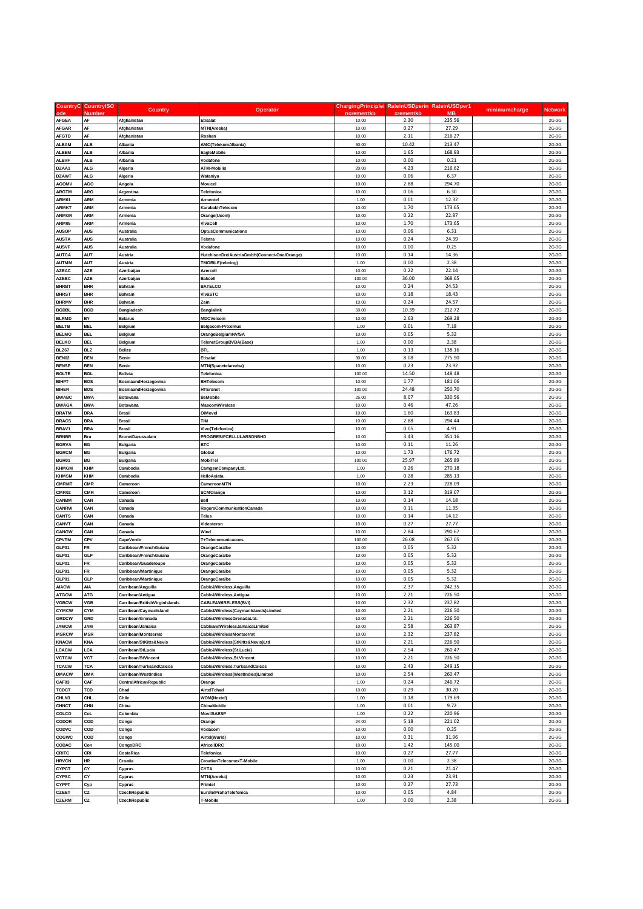| CountryCode | CountryISONumber | Country | Operator | ChargingPrincipleIncrementkb | RateinUSDperincrementkb | RateinUSDper1MB | minimumcharge | Network |
|---|---|---|---|---|---|---|---|---|
| AFGEA | AF | Afghanistan | Etisalat | 10.00 | 2.30 | 235.56 | | 2G-3G |
| AFGAR | AF | Afghanistan | MTN(Areeba) | 10.00 | 0.27 | 27.29 | | 2G-3G |
| AFGTD | AF | Afghanistan | Roshan | 10.00 | 2.11 | 216.27 | | 2G-3G |
| ALBAM | ALB | Albania | AMC(TelekomAlbania) | 50.00 | 10.42 | 213.47 | | 2G-3G |
| ALBEM | ALB | Albania | EagleMobile | 10.00 | 1.65 | 168.93 | | 2G-3G |
| ALBVF | ALB | Albania | Vodafone | 10.00 | 0.00 | 0.21 | | 2G-3G |
| DZAA1 | ALG | Algeria | ATM-Mobilis | 20.00 | 4.23 | 216.62 | | 2G-3G |
| DZAWT | ALG | Algeria | Wataniya | 10.00 | 0.06 | 6.37 | | 2G-3G |
| AGOMV | AGO | Angola | Movicel | 10.00 | 2.88 | 294.70 | | 2G-3G |
| ARGTM | ARG | Argentina | Telefonica | 10.00 | 0.06 | 6.30 | | 2G-3G |
| ARM01 | ARM | Armenia | Armentel | 1.00 | 0.01 | 12.32 | | 2G-3G |
| ARMKT | ARM | Armenia | KarabakhTelecom | 10.00 | 1.70 | 173.65 | | 2G-3G |
| ARMOR | ARM | Armenia | Orange(Ucom) | 10.00 | 0.22 | 22.87 | | 2G-3G |
| ARM05 | ARM | Armenia | VivaCell | 10.00 | 1.70 | 173.65 | | 2G-3G |
| AUSOP | AUS | Australia | OptusCommunications | 10.00 | 0.06 | 6.31 | | 2G-3G |
| AUSTA | AUS | Australia | Telstra | 10.00 | 0.24 | 24.39 | | 2G-3G |
| AUSVF | AUS | Australia | Vodafone | 10.00 | 0.00 | 0.25 | | 2G-3G |
| AUTCA | AUT | Austria | HutchisonDreiAustriaGmbH(Connect-One/Orange) | 10.00 | 0.14 | 14.36 | | 2G-3G |
| AUTMM | AUT | Austria | TMOBILE(telering) | 1.00 | 0.00 | 2.38 | | 2G-3G |
| AZEAC | AZE | Azerbaijan | Azercell | 10.00 | 0.22 | 22.14 | | 2G-3G |
| AZEBC | AZE | Azerbaijan | Bakcell | 100.00 | 36.00 | 368.65 | | 2G-3G |
| BHRBT | BHR | Bahrain | BATELCO | 10.00 | 0.24 | 24.53 | | 2G-3G |
| BHRST | BHR | Bahrain | VivaSTC | 10.00 | 0.18 | 18.43 | | 2G-3G |
| BHRMV | BHR | Bahrain | Zain | 10.00 | 0.24 | 24.57 | | 2G-3G |
| BGDBL | BGD | Bangladesh | Banglalink | 50.00 | 10.39 | 212.72 | | 2G-3G |
| BLRMD | BY | Belarus | MDCVelcom | 10.00 | 2.63 | 269.28 | | 2G-3G |
| BELTB | BEL | Belgium | Belgacom-Proximus | 1.00 | 0.01 | 7.18 | | 2G-3G |
| BELMO | BEL | Belgium | OrangeBelgiumNV/SA | 10.00 | 0.05 | 5.32 | | 2G-3G |
| BELKO | BEL | Belgium | TelenetGroupBVBA(Base) | 1.00 | 0.00 | 2.38 | | 2G-3G |
| BLZ67 | BLZ | Belize | BTL | 1.00 | 0.13 | 138.16 | | 2G-3G |
| BEN02 | BEN | Benin | Etisalat | 30.00 | 8.08 | 275.90 | | 2G-3G |
| BENSP | BEN | Benin | MTN(Spacetelareeba) | 10.00 | 0.23 | 23.92 | | 2G-3G |
| BOLTE | BOL | Bolivia | Telefonica | 100.00 | 14.50 | 148.48 | | 2G-3G |
| BIHPT | BOS | BosniaandHerzegovina | BHTelecom | 10.00 | 1.77 | 181.06 | | 2G-3G |
| BIHER | BOS | BosniaandHerzegovina | HTEronet | 100.00 | 24.48 | 250.70 | | 2G-3G |
| BWABC | BWA | Botswana | BeMobile | 25.00 | 8.07 | 330.56 | | 2G-3G |
| BWAGA | BWA | Botswana | MascomWireless | 10.00 | 0.46 | 47.26 | | 2G-3G |
| BRATM | BRA | Brasil | OiMovel | 10.00 | 1.60 | 163.83 | | 2G-3G |
| BRACS | BRA | Brasil | TIM | 10.00 | 2.88 | 294.44 | | 2G-3G |
| BRAV1 | BRA | Brasil | Vivo(Telefonica) | 10.00 | 0.05 | 4.91 | | 2G-3G |
| BRNBR | Bru | BruneiDarussalam | PROGRESIFCELLULARSDNBHD | 10.00 | 3.43 | 351.16 | | 2G-3G |
| BGRVA | BG | Bulgaria | BTC | 10.00 | 0.11 | 11.26 | | 2G-3G |
| BGRCM | BG | Bulgaria | Globul | 10.00 | 1.73 | 176.72 | | 2G-3G |
| BGR01 | BG | Bulgaria | MobilTel | 100.00 | 25.97 | 265.89 | | 2G-3G |
| KHMGM | KHM | Cambodia | CamgsmCompanyLtd. | 1.00 | 0.26 | 270.18 | | 2G-3G |
| KHMSM | KHM | Cambodia | HelloAxiata | 1.00 | 0.28 | 285.13 | | 2G-3G |
| CMRMT | CMR | Cameroon | CameroonMTN | 10.00 | 2.23 | 228.09 | | 2G-3G |
| CMR02 | CMR | Cameroon | SCMOrange | 10.00 | 3.12 | 319.07 | | 2G-3G |
| CANBM | CAN | Canada | Bell | 10.00 | 0.14 | 14.18 | | 2G-3G |
| CANRW | CAN | Canada | RogersCommunicationCanada | 10.00 | 0.11 | 11.35 | | 2G-3G |
| CANTS | CAN | Canada | Telus | 10.00 | 0.14 | 14.12 | | 2G-3G |
| CANVT | CAN | Canada | Videoteron | 10.00 | 0.27 | 27.77 | | 2G-3G |
| CANGW | CAN | Canada | Wind | 10.00 | 2.84 | 290.67 | | 2G-3G |
| CPVTM | CPV | CapeVerde | T+Telecomunicacoes | 100.00 | 26.08 | 267.05 | | 2G-3G |
| GLP01 | FR | Caribbean/FrenchGuiana | OrangeCaraibe | 10.00 | 0.05 | 5.32 | | 2G-3G |
| GLP01 | GLP | Caribbean/FrenchGuiana | OrangeCaraibe | 10.00 | 0.05 | 5.32 | | 2G-3G |
| GLP01 | FR | Caribbean/Guadeloupe | OrangeCaraibe | 10.00 | 0.05 | 5.32 | | 2G-3G |
| GLP01 | FR | Caribbean/Martinique | OrangeCaraibe | 10.00 | 0.05 | 5.32 | | 2G-3G |
| GLP01 | GLP | Caribbean/Martinique | OrangeCaraibe | 10.00 | 0.05 | 5.32 | | 2G-3G |
| AIACW | AIA | Carribean/Anguilla | Cable&Wireless,Anguilla | 10.00 | 2.37 | 242.35 | | 2G-3G |
| ATGCW | ATG | Carribean/Antigua | Cable&Wireless,Antigua | 10.00 | 2.21 | 226.50 | | 2G-3G |
| VGBCW | VGB | Carribean/BritishVirginIslands | CABLE&WIRELESS(BVI) | 10.00 | 2.32 | 237.82 | | 2G-3G |
| CYMCW | CYM | Carribean/CaymanIsland | Cable&Wireless(CaymanIslands)Limited | 10.00 | 2.21 | 226.50 | | 2G-3G |
| GRDCW | GRD | Carribean/Grenada | Cable&WirelessGrenadaLtd. | 10.00 | 2.21 | 226.50 | | 2G-3G |
| JAMCW | JAM | Carribean/Jamaica | CableandWirelessJamaicaLimited | 10.00 | 2.58 | 263.87 | | 2G-3G |
| MSRCW | MSR | Carribean/Montserrat | Cable&WirelessMontserrat | 10.00 | 2.32 | 237.82 | | 2G-3G |
| KNACW | KNA | Carribean/StKitts&Nevis | Cable&Wireless(StKitts&Nevis)Ltd | 10.00 | 2.21 | 226.50 | | 2G-3G |
| LCACW | LCA | Carribean/StLucia | Cable&Wireless(St.Lucia) | 10.00 | 2.54 | 260.47 | | 2G-3G |
| VCTCW | VCT | Carribean/StVincent | Cable&Wireless,St.Vincent. | 10.00 | 2.21 | 226.50 | | 2G-3G |
| TCACW | TCA | Carribean/TurksandCaicos | Cable&Wireless,TurksandCaicos | 10.00 | 2.43 | 249.15 | | 2G-3G |
| DMACW | DMA | Carribean/WestIndies | Cable&Wireless(WestIndies)Limited | 10.00 | 2.54 | 260.47 | | 2G-3G |
| CAF03 | CAF | CentralAfricanRepublic | Orange | 1.00 | 0.24 | 246.72 | | 2G-3G |
| TCDCT | TCD | Chad | AirtelTchad | 10.00 | 0.29 | 30.20 | | 2G-3G |
| CHLN3 | CHL | Chile | WOM(Nextel) | 1.00 | 0.18 | 179.69 | | 2G-3G |
| CHNCT | CHN | China | ChinaMobile | 1.00 | 0.01 | 9.72 | | 2G-3G |
| COLCO | CoL | Colombia | MovilSAESP | 1.00 | 0.22 | 220.96 | | 2G-3G |
| CODOR | COD | Congo | Orange | 24.00 | 5.18 | 221.02 | | 2G-3G |
| CODVC | COD | Congo | Vodacom | 10.00 | 0.00 | 0.25 | | 2G-3G |
| COGWC | COD | Congo | Airtel(Warid) | 10.00 | 0.31 | 31.96 | | 2G-3G |
| CODAC | Con | CongoDRC | AfricellDRC | 10.00 | 1.42 | 145.00 | | 2G-3G |
| CRITC | CRI | CostaRica | Telefonica | 10.00 | 0.27 | 27.77 | | 2G-3G |
| HRVCN | HR | Croatia | CroatianTelecomeT-Mobile | 1.00 | 0.00 | 2.38 | | 2G-3G |
| CYPCT | CY | Cyprus | CYTA | 10.00 | 0.21 | 21.47 | | 2G-3G |
| CYPSC | CY | Cyprus | MTN(Areeba) | 10.00 | 0.23 | 23.91 | | 2G-3G |
| CYPPT | Cyp | Cyprus | Primtel | 10.00 | 0.27 | 27.73 | | 2G-3G |
| CZEET | CZ | CzechRepublic | EurotelPrahaTelefonica | 10.00 | 0.05 | 4.84 | | 2G-3G |
| CZERM | CZ | CzechRepublic | T-Mobile | 1.00 | 0.00 | 2.38 | | 2G-3G |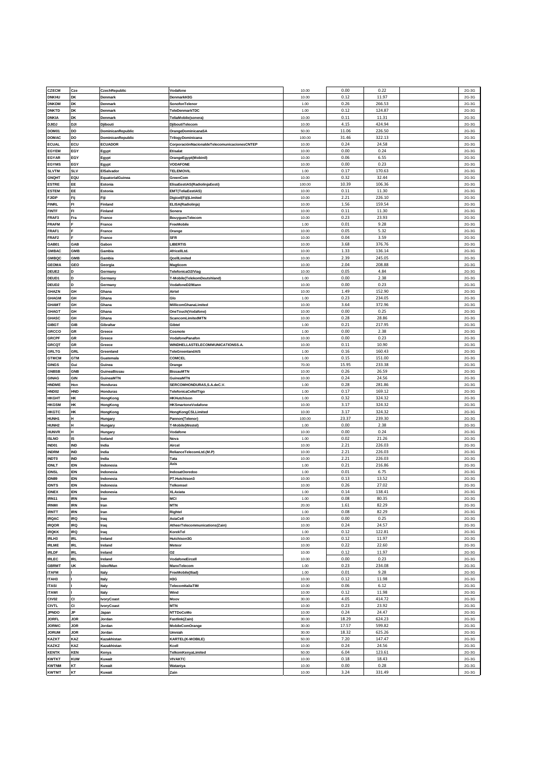| | | | | | | | | |
|---|---|---|---|---|---|---|---|---|
| CZECM | Cze | CzechRepublic | Vodafone | 10.00 | 0.00 | 0.22 | | 2G-3G |
| DNKHU | DK | Denmark | DenmarkH3G | 10.00 | 0.12 | 11.97 | | 2G-3G |
| DNKDM | DK | Denmark | SonofonTelenor | 1.00 | 0.26 | 266.53 | | 2G-3G |
| DNKTD | DK | Denmark | TeleDenmarkTDC | 1.00 | 0.12 | 124.87 | | 2G-3G |
| DNKIA | DK | Denmark | TeliaMobile(sonera) | 10.00 | 0.11 | 11.31 | | 2G-3G |
| DJIDJ | DJI | Djibouti | DjiboutiTelecom | 10.00 | 4.15 | 424.94 | | 2G-3G |
| DOM01 | DO | DominicanRepublic | OrangeDominicanaSA | 50.00 | 11.06 | 226.50 | | 2G-3G |
| DOMAC | DO | DominicanRepublic | TrilogyDominicana | 100.00 | 31.46 | 322.13 | | 2G-3G |
| ECUAL | ECU | ECUADOR | CorporaciónNacionaldeTelecomunicacionesCNTEP | 10.00 | 0.24 | 24.58 | | 2G-3G |
| EGYEM | EGY | Egypt | Etisalat | 10.00 | 0.00 | 0.24 | | 2G-3G |
| EGYAR | EGY | Egypt | OrangeEgypt(Mobinil) | 10.00 | 0.06 | 6.55 | | 2G-3G |
| EGYMS | EGY | Egypt | VODAFONE | 10.00 | 0.00 | 0.23 | | 2G-3G |
| SLVTM | SLV | ElSalvador | TELEMOVIL | 1.00 | 0.17 | 170.63 | | 2G-3G |
| GNQHT | EQU | EquatorialGuinea | GreenCom | 10.00 | 0.32 | 32.44 | | 2G-3G |
| ESTRE | EE | Estonia | ElisaEestiAS(RadiolinjaEesti) | 100.00 | 10.39 | 106.36 | | 2G-3G |
| ESTEM | EE | Estonia | EMT(TeliaEestiAS) | 10.00 | 0.11 | 11.30 | | 2G-3G |
| FJIDP | Fij | Fiji | Digicel(Fiji)Limited | 10.00 | 2.21 | 226.10 | | 2G-3G |
| FINRL | FI | Finland | ELISA(Radiolinja) | 10.00 | 1.56 | 159.54 | | 2G-3G |
| FINTF | FI | Finland | Sonera | 10.00 | 0.11 | 11.30 | | 2G-3G |
| FRAF3 | Fra | France | BouyguesTelecom | 10.00 | 0.23 | 23.93 | | 2G-3G |
| FRAFM | F | France | FreeMobile | 1.00 | 0.01 | 9.28 | | 2G-3G |
| FRAF1 | F | France | Orange | 10.00 | 0.05 | 5.32 | | 2G-3G |
| FRAF2 | F | France | SFR | 10.00 | 0.04 | 3.59 | | 2G-3G |
| GAB01 | GAB | Gabon | LIBERTIS | 10.00 | 3.68 | 376.76 | | 2G-3G |
| GMBAC | GMB | Gambia | AfricellLtd. | 10.00 | 1.33 | 136.14 | | 2G-3G |
| GMBQC | GMB | Gambia | QcellLimited | 10.00 | 2.39 | 245.05 | | 2G-3G |
| GEOMA | GEO | Georgia | Magticom | 10.00 | 2.04 | 208.88 | | 2G-3G |
| DEUE2 | D | Germany | TelefonicaO2/Viag | 10.00 | 0.05 | 4.84 | | 2G-3G |
| DEUD1 | D | Germany | T-Mobile(TelekomDeutshland) | 1.00 | 0.00 | 2.38 | | 2G-3G |
| DEUD2 | D | Germany | VodafoneD2/Mann | 10.00 | 0.00 | 0.23 | | 2G-3G |
| GHAZN | GH | Ghana | Airtel | 10.00 | 1.49 | 152.90 | | 2G-3G |
| GHAGM | GH | Ghana | Glo | 1.00 | 0.23 | 234.05 | | 2G-3G |
| GHAMT | GH | Ghana | MillicomGhanaLimited | 10.00 | 3.64 | 372.96 | | 2G-3G |
| GHAGT | GH | Ghana | OneTouch(Vodafone) | 10.00 | 0.00 | 0.25 | | 2G-3G |
| GHASC | GH | Ghana | ScancomLimitedMTN | 10.00 | 0.28 | 28.86 | | 2G-3G |
| GIBGT | GIB | Gibraltar | Gibtel | 1.00 | 0.21 | 217.95 | | 2G-3G |
| GRCCO | GR | Greece | Cosmote | 1.00 | 0.00 | 2.38 | | 2G-3G |
| GRCPF | GR | Greece | VodafonePanafon | 10.00 | 0.00 | 0.23 | | 2G-3G |
| GRCQT | GR | Greece | WINDHELLASTELECOMMUNICATIONSS.A. | 10.00 | 0.11 | 10.90 | | 2G-3G |
| GRLTG | GRL | Greenland | TeleGreenlandA/S | 1.00 | 0.16 | 160.43 | | 2G-3G |
| GTMCM | GTM | Guatemala | COMCEL | 1.00 | 0.15 | 151.00 | | 2G-3G |
| GINGS | Gui | Guinea | Orange | 70.00 | 15.95 | 233.38 | | 2G-3G |
| GNBSB | GNB | GuineaBissau | BissauMTN | 10.00 | 0.26 | 26.59 | | 2G-3G |
| GINAG | GIN | GuineaMTN | GuineaMTN | 10.00 | 0.24 | 24.56 | | 2G-3G |
| HNDME | Hon | Honduras | SERCOMHONDURAS,S.A.deC.V. | 1.00 | 0.28 | 281.86 | | 2G-3G |
| HND02 | HND | Honduras | TelefonicaCeltelTigo | 1.00 | 0.17 | 169.12 | | 2G-3G |
| HKGHT | HK | HongKong | HKHutchison | 1.00 | 0.32 | 324.32 | | 2G-3G |
| HKGSM | HK | HongKong | HKSmartoneVodafone | 10.00 | 3.17 | 324.32 | | 2G-3G |
| HKGTC | HK | HongKong | HongKongCSLLimited | 10.00 | 3.17 | 324.32 | | 2G-3G |
| HUNH1 | H | Hungary | Pannon(Telenor) | 100.00 | 23.37 | 239.30 | | 2G-3G |
| HUNH2 | H | Hungary | T-Mobile(Westel) | 1.00 | 0.00 | 2.38 | | 2G-3G |
| HUNVR | H | Hungary | Vodafone | 10.00 | 0.00 | 0.24 | | 2G-3G |
| ISLNO | IS | Iceland | Nova | 1.00 | 0.02 | 21.26 | | 2G-3G |
| IND01 | IND | India | Aircel | 10.00 | 2.21 | 226.03 | | 2G-3G |
| INDRM | IND | India | RelianceTelecomLtd.(M.P) | 10.00 | 2.21 | 226.03 | | 2G-3G |
| INDT0 | IND | India | Tata | 10.00 | 2.21 | 226.03 | | 2G-3G |
| IDNLT | IDN | Indonesia | Axis | 1.00 | 0.21 | 216.86 | | 2G-3G |
| IDNSL | IDN | Indonesia | IndosatOoredoo | 1.00 | 0.01 | 6.75 | | 2G-3G |
| IDN89 | IDN | Indonesia | PT.Hutchison3 | 10.00 | 0.13 | 13.52 | | 2G-3G |
| IDNTS | IDN | Indonesia | Telkomsel | 10.00 | 0.26 | 27.02 | | 2G-3G |
| IDNEX | IDN | Indonesia | XLAxiata | 1.00 | 0.14 | 138.41 | | 2G-3G |
| IRN11 | IRN | Iran | MCI | 1.00 | 0.08 | 80.35 | | 2G-3G |
| IRNMI | IRN | Iran | MTN | 20.00 | 1.61 | 82.29 | | 2G-3G |
| IRNTT | IRN | Iran | Rightel | 1.00 | 0.08 | 82.29 | | 2G-3G |
| IRQAC | IRQ | Iraq | AsiaCell | 10.00 | 0.00 | 0.25 | | 2G-3G |
| IRQOR | IRQ | Iraq | AtheerTelecommunications(Zain) | 10.00 | 0.24 | 24.57 | | 2G-3G |
| IRQKK | IRQ | Iraq | KorekTel | 1.00 | 0.12 | 122.81 | | 2G-3G |
| IRLH3 | IRL | Ireland | Hutchison3G | 10.00 | 0.12 | 11.97 | | 2G-3G |
| IRLME | IRL | Ireland | Meteor | 10.00 | 0.22 | 22.60 | | 2G-3G |
| IRLDF | IRL | Ireland | O2 | 10.00 | 0.12 | 11.97 | | 2G-3G |
| IRLEC | IRL | Ireland | VodafoneEircell | 10.00 | 0.00 | 0.23 | | 2G-3G |
| GBRMT | UK | IsleofMan | ManxTelecom | 1.00 | 0.23 | 234.08 | | 2G-3G |
| ITAFM | I | Italy | FreeMobile(Iliad) | 1.00 | 0.01 | 9.28 | | 2G-3G |
| ITAH3 | I | Italy | H3G | 10.00 | 0.12 | 11.98 | | 2G-3G |
| ITASI | I | Italy | TelecomItaliaTIM | 10.00 | 0.06 | 6.12 | | 2G-3G |
| ITAWI | I | Italy | Wind | 10.00 | 0.12 | 11.98 | | 2G-3G |
| CIV02 | CI | IvoryCoast | Moov | 30.00 | 4.05 | 414.72 | | 2G-3G |
| CIVTL | CI | IvoryCoast | MTN | 10.00 | 0.23 | 23.92 | | 2G-3G |
| JPNDO | JP | Japan | NTTDoCoMo | 10.00 | 0.24 | 24.47 | | 2G-3G |
| JORFL | JOR | Jordan | Fastlink(Zain) | 30.00 | 18.29 | 624.23 | | 2G-3G |
| JORMC | JOR | Jordan | MobileComOrange | 30.00 | 17.57 | 599.82 | | 2G-3G |
| JORUM | JOR | Jordan | Umniah | 30.00 | 18.32 | 625.26 | | 2G-3G |
| KAZKT | KAZ | Kazakhistan | KARTEL(K-MOBILE) | 50.00 | 7.20 | 147.47 | | 2G-3G |
| KAZKZ | KAZ | Kazakhistan | Kcell | 10.00 | 0.24 | 24.56 | | 2G-3G |
| KENTK | KEN | Kenya | TelkomKenyaLimited | 50.00 | 6.04 | 123.61 | | 2G-3G |
| KWTKT | KUW | Kuwait | VIVAKTC | 10.00 | 0.18 | 18.43 | | 2G-3G |
| KWTNM | KT | Kuwait | Wataniya | 10.00 | 0.00 | 0.28 | | 2G-3G |
| KWTMT | KT | Kuwait | Zain | 10.00 | 3.24 | 331.49 | | 2G-3G |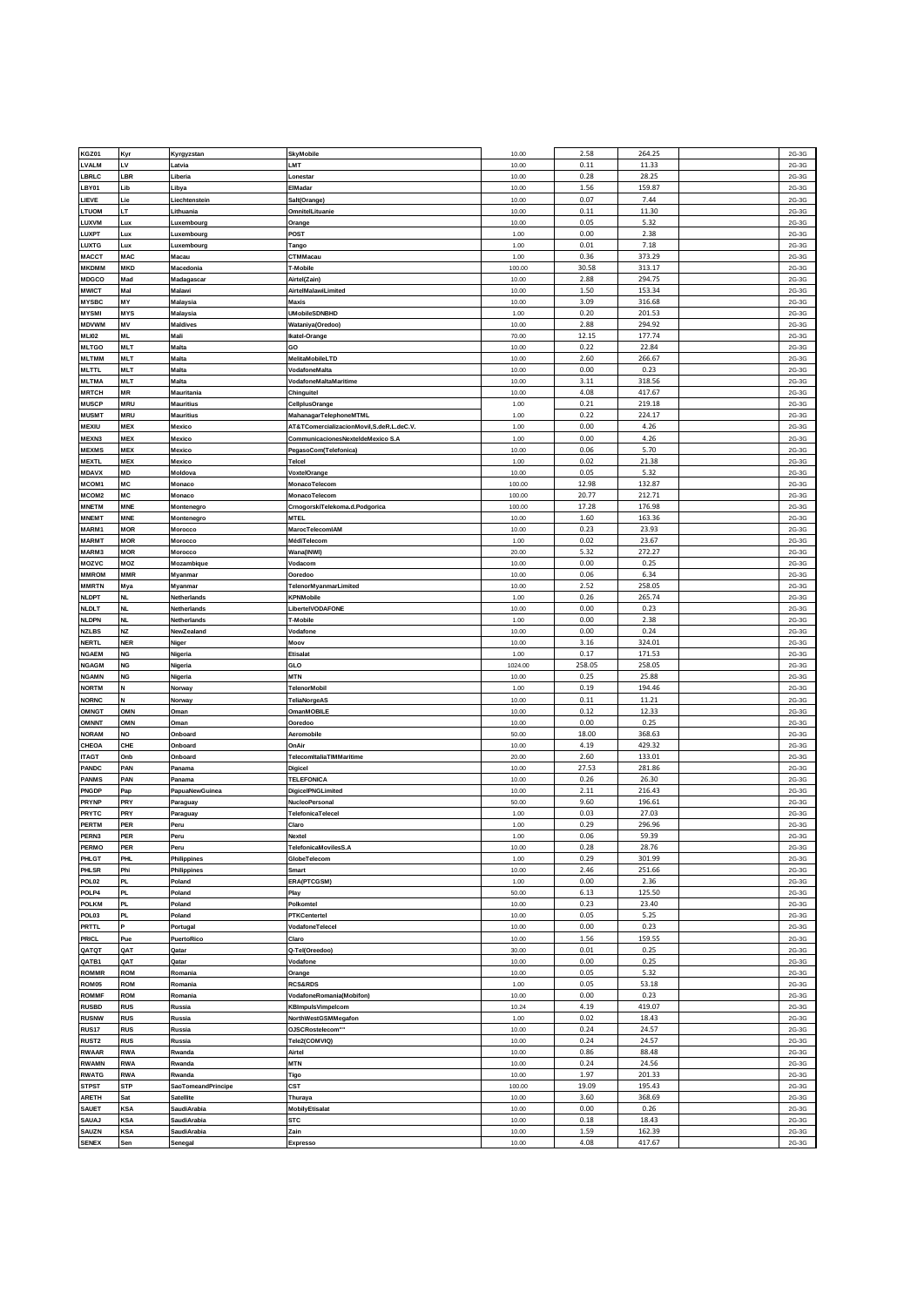| KGZ01 | Kyr | Kyrgyzstan | SkyMobile | 10.00 | 2.58 | 264.25 | | 2G-3G |
|---|---|---|---|---|---|---|---|---|
| LVALM | LV | Latvia | LMT | 10.00 | 0.11 | 11.33 | | 2G-3G |
| LBRLC | LBR | Liberia | Lonestar | 10.00 | 0.28 | 28.25 | | 2G-3G |
| LBY01 | Lib | Libya | ElMadar | 10.00 | 1.56 | 159.87 | | 2G-3G |
| LIEVE | Lie | Liechtenstein | Salt(Orange) | 10.00 | 0.07 | 7.44 | | 2G-3G |
| LTUOM | LT | Lithuania | OmnitelLituanie | 10.00 | 0.11 | 11.30 | | 2G-3G |
| LUXVM | Lux | Luxembourg | Orange | 10.00 | 0.05 | 5.32 | | 2G-3G |
| LUXPT | Lux | Luxembourg | POST | 1.00 | 0.00 | 2.38 | | 2G-3G |
| LUXTG | Lux | Luxembourg | Tango | 1.00 | 0.01 | 7.18 | | 2G-3G |
| MACCT | MAC | Macau | CTMMacau | 1.00 | 0.36 | 373.29 | | 2G-3G |
| MKDMM | MKD | Macedonia | T-Mobile | 100.00 | 30.58 | 313.17 | | 2G-3G |
| MDGCO | Mad | Madagascar | Airtel(Zain) | 10.00 | 2.88 | 294.75 | | 2G-3G |
| MWICT | Mal | Malawi | AirtelMalawiLimited | 10.00 | 1.50 | 153.34 | | 2G-3G |
| MYSBC | MY | Malaysia | Maxis | 10.00 | 3.09 | 316.68 | | 2G-3G |
| MYSMI | MYS | Malaysia | UMobileSDNBHD | 1.00 | 0.20 | 201.53 | | 2G-3G |
| MDVWM | MV | Maldives | Wataniya(Oredoo) | 10.00 | 2.88 | 294.92 | | 2G-3G |
| MLI02 | ML | Mali | Ikatel-Orange | 70.00 | 12.15 | 177.74 | | 2G-3G |
| MLTGO | MLT | Malta | GO | 10.00 | 0.22 | 22.84 | | 2G-3G |
| MLTMM | MLT | Malta | MelitaMobileLTD | 10.00 | 2.60 | 266.67 | | 2G-3G |
| MLTTL | MLT | Malta | VodafoneMalta | 10.00 | 0.00 | 0.23 | | 2G-3G |
| MLTMA | MLT | Malta | VodafoneMaltaMaritime | 10.00 | 3.11 | 318.56 | | 2G-3G |
| MRTCH | MR | Mauritania | Chinguitel | 10.00 | 4.08 | 417.67 | | 2G-3G |
| MUSCP | MRU | Mauritius | CellplusOrange | 1.00 | 0.21 | 219.18 | | 2G-3G |
| MUSMT | MRU | Mauritius | MahanagarTelephoneMTML | 1.00 | 0.22 | 224.17 | | 2G-3G |
| MEXIU | MEX | Mexico | AT&TComercializacionMovil,S.deR.L.deC.V. | 1.00 | 0.00 | 4.26 | | 2G-3G |
| MEXN3 | MEX | Mexico | CommunicacionesNexteldeMexico S.A | 1.00 | 0.00 | 4.26 | | 2G-3G |
| MEXMS | MEX | Mexico | PegasoCom(Telefonica) | 10.00 | 0.06 | 5.70 | | 2G-3G |
| MEXTL | MEX | Mexico | Telcel | 1.00 | 0.02 | 21.38 | | 2G-3G |
| MDAVX | MD | Moldova | VoxtelOrange | 10.00 | 0.05 | 5.32 | | 2G-3G |
| MCOM1 | MC | Monaco | MonacoTelecom | 100.00 | 12.98 | 132.87 | | 2G-3G |
| MCOM2 | MC | Monaco | MonacoTelecom | 100.00 | 20.77 | 212.71 | | 2G-3G |
| MNETM | MNE | Montenegro | CrnogorskiTelekoma.d.Podgorica | 100.00 | 17.28 | 176.98 | | 2G-3G |
| MNEMT | MNE | Montenegro | MTEL | 10.00 | 1.60 | 163.36 | | 2G-3G |
| MARM1 | MOR | Morocco | MarocTelecomIAM | 10.00 | 0.23 | 23.93 | | 2G-3G |
| MARMT | MOR | Morocco | MédiTelecom | 1.00 | 0.02 | 23.67 | | 2G-3G |
| MARM3 | MOR | Morocco | Wana(INWI) | 20.00 | 5.32 | 272.27 | | 2G-3G |
| MOZVC | MOZ | Mozambique | Vodacom | 10.00 | 0.00 | 0.25 | | 2G-3G |
| MMROM | MMR | Myanmar | Ooredoo | 10.00 | 0.06 | 6.34 | | 2G-3G |
| MMRTN | Mya | Myanmar | TelenorMyanmarLimited | 10.00 | 2.52 | 258.05 | | 2G-3G |
| NLDPT | NL | Netherlands | KPNMobile | 1.00 | 0.26 | 265.74 | | 2G-3G |
| NLDLT | NL | Netherlands | LibertelVODAFONE | 10.00 | 0.00 | 0.23 | | 2G-3G |
| NLDPN | NL | Netherlands | T-Mobile | 1.00 | 0.00 | 2.38 | | 2G-3G |
| NZLBS | NZ | NewZealand | Vodafone | 10.00 | 0.00 | 0.24 | | 2G-3G |
| NERTL | NER | Niger | Moov | 10.00 | 3.16 | 324.01 | | 2G-3G |
| NGAEM | NG | Nigeria | Etisalat | 1.00 | 0.17 | 171.53 | | 2G-3G |
| NGAGM | NG | Nigeria | GLO | 1024.00 | 258.05 | 258.05 | | 2G-3G |
| NGAMN | NG | Nigeria | MTN | 10.00 | 0.25 | 25.88 | | 2G-3G |
| NORTM | N | Norway | TelenorMobil | 1.00 | 0.19 | 194.46 | | 2G-3G |
| NORNC | N | Norway | TeliaNorgeAS | 10.00 | 0.11 | 11.21 | | 2G-3G |
| OMNGT | OMN | Oman | OmanMOBILE | 10.00 | 0.12 | 12.33 | | 2G-3G |
| OMNNT | OMN | Oman | Ooredoo | 10.00 | 0.00 | 0.25 | | 2G-3G |
| NORAM | NO | Onboard | Aeromobile | 50.00 | 18.00 | 368.63 | | 2G-3G |
| CHEOA | CHE | Onboard | OnAir | 10.00 | 4.19 | 429.32 | | 2G-3G |
| ITAGT | Onb | Onboard | TelecomItaliaTIMMaritime | 20.00 | 2.60 | 133.01 | | 2G-3G |
| PANDC | PAN | Panama | Digicel | 10.00 | 27.53 | 281.86 | | 2G-3G |
| PANMS | PAN | Panama | TELEFONICA | 10.00 | 0.26 | 26.30 | | 2G-3G |
| PNGDP | Pap | PapuaNewGuinea | DigicelPNGLimited | 10.00 | 2.11 | 216.43 | | 2G-3G |
| PRYNP | PRY | Paraguay | NucleoPersonal | 50.00 | 9.60 | 196.61 | | 2G-3G |
| PRYTC | PRY | Paraguay | TelefonicaTelecel | 1.00 | 0.03 | 27.03 | | 2G-3G |
| PERTM | PER | Peru | Claro | 1.00 | 0.29 | 296.96 | | 2G-3G |
| PERN3 | PER | Peru | Nextel | 1.00 | 0.06 | 59.39 | | 2G-3G |
| PERMO | PER | Peru | TelefonicaMovilesS.A | 10.00 | 0.28 | 28.76 | | 2G-3G |
| PHLGT | PHL | Philippines | GlobeTelecom | 1.00 | 0.29 | 301.99 | | 2G-3G |
| PHLSR | Phi | Philippines | Smart | 10.00 | 2.46 | 251.66 | | 2G-3G |
| POL02 | PL | Poland | ERA(PTCGSM) | 1.00 | 0.00 | 2.36 | | 2G-3G |
| POLP4 | PL | Poland | Play | 50.00 | 6.13 | 125.50 | | 2G-3G |
| POLKM | PL | Poland | Polkomtel | 10.00 | 0.23 | 23.40 | | 2G-3G |
| POL03 | PL | Poland | PTKCentertel | 10.00 | 0.05 | 5.25 | | 2G-3G |
| PRTTL | P | Portugal | VodafoneTelecel | 10.00 | 0.00 | 0.23 | | 2G-3G |
| PRICL | Pue | PuertoRico | Claro | 10.00 | 1.56 | 159.55 | | 2G-3G |
| QATQT | QAT | Qatar | Q-Tel(Oreedoo) | 30.00 | 0.01 | 0.25 | | 2G-3G |
| QATB1 | QAT | Qatar | Vodafone | 10.00 | 0.00 | 0.25 | | 2G-3G |
| ROMMR | ROM | Romania | Orange | 10.00 | 0.05 | 5.32 | | 2G-3G |
| ROM05 | ROM | Romania | RCS&RDS | 1.00 | 0.05 | 53.18 | | 2G-3G |
| ROMMF | ROM | Romania | VodafoneRomania(Mobifon) | 10.00 | 0.00 | 0.23 | | 2G-3G |
| RUSBD | RUS | Russia | KBImpulsVimpelcom | 10.24 | 4.19 | 419.07 | | 2G-3G |
| RUSNW | RUS | Russia | NorthWestGSMMegafon | 1.00 | 0.02 | 18.43 | | 2G-3G |
| RUS17 | RUS | Russia | OJSCRostelecom"" | 10.00 | 0.24 | 24.57 | | 2G-3G |
| RUST2 | RUS | Russia | Tele2(COMVIQ) | 10.00 | 0.24 | 24.57 | | 2G-3G |
| RWAAR | RWA | Rwanda | Airtel | 10.00 | 0.86 | 88.48 | | 2G-3G |
| RWAMN | RWA | Rwanda | MTN | 10.00 | 0.24 | 24.56 | | 2G-3G |
| RWATG | RWA | Rwanda | Tigo | 10.00 | 1.97 | 201.33 | | 2G-3G |
| STPST | STP | SaoTomeandPrincipe | CST | 100.00 | 19.09 | 195.43 | | 2G-3G |
| ARETH | Sat | Satellite | Thuraya | 10.00 | 3.60 | 368.69 | | 2G-3G |
| SAUET | KSA | SaudiArabia | MobilyEtisalat | 10.00 | 0.00 | 0.26 | | 2G-3G |
| SAUAJ | KSA | SaudiArabia | STC | 10.00 | 0.18 | 18.43 | | 2G-3G |
| SAUZN | KSA | SaudiArabia | Zain | 10.00 | 1.59 | 162.39 | | 2G-3G |
| SENEX | Sen | Senegal | Expresso | 10.00 | 4.08 | 417.67 | | 2G-3G |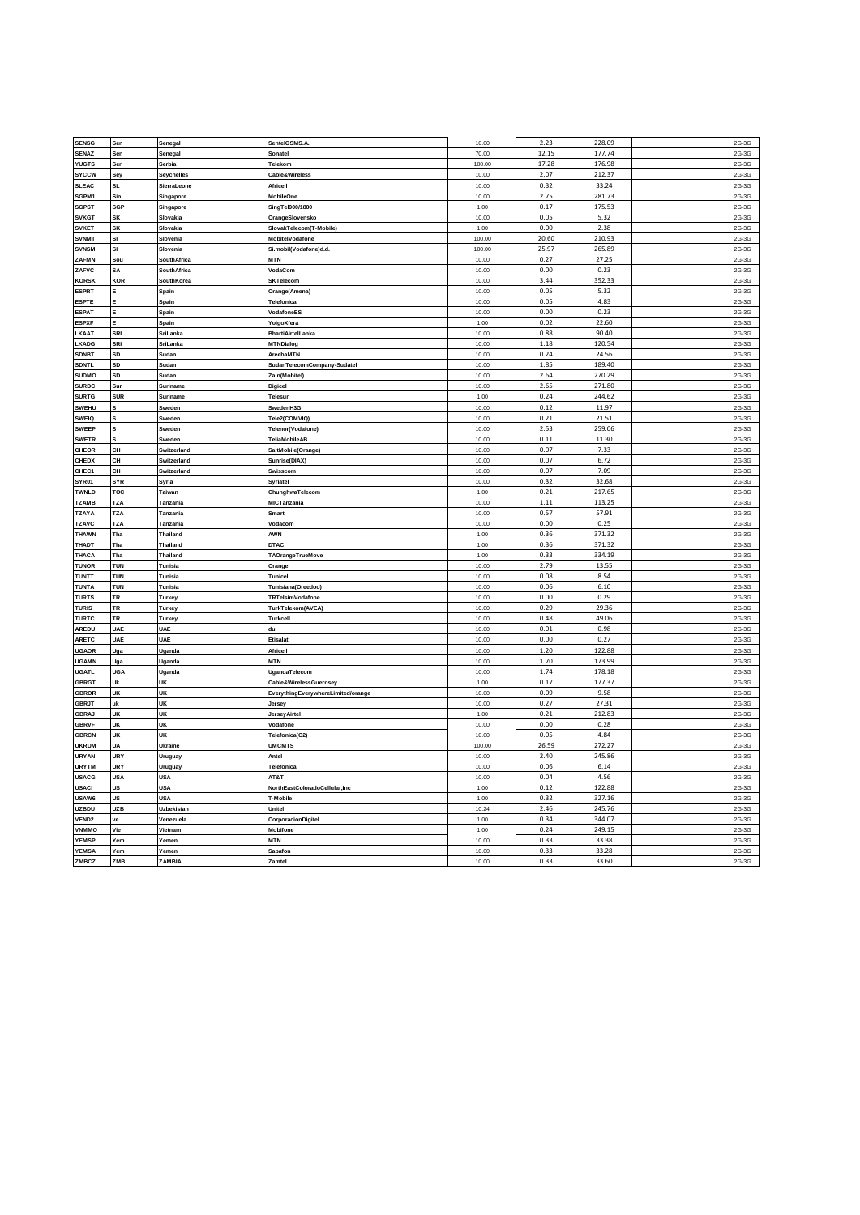| | | | | | | | | |
|---|---|---|---|---|---|---|---|---|
| SENSG | Sen | Senegal | SentelGSMS.A. | 10.00 | 2.23 | 228.09 | | 2G-3G |
| SENAZ | Sen | Senegal | Sonatel | 70.00 | 12.15 | 177.74 | | 2G-3G |
| YUGTS | Ser | Serbia | Telekom | 100.00 | 17.28 | 176.98 | | 2G-3G |
| SYCCW | Sey | Seychelles | Cable&Wireless | 10.00 | 2.07 | 212.37 | | 2G-3G |
| SLEAC | SL | SierraLeone | Africell | 10.00 | 0.32 | 33.24 | | 2G-3G |
| SGPM1 | Sin | Singapore | MobileOne | 10.00 | 2.75 | 281.73 | | 2G-3G |
| SGPST | SGP | Singapore | SingTel900/1800 | 1.00 | 0.17 | 175.53 | | 2G-3G |
| SVKGT | SK | Slovakia | OrangeSlovensko | 10.00 | 0.05 | 5.32 | | 2G-3G |
| SVKET | SK | Slovakia | SlovakTelecom(T-Mobile) | 1.00 | 0.00 | 2.38 | | 2G-3G |
| SVNMT | SI | Slovenia | MobitelVodafone | 100.00 | 20.60 | 210.93 | | 2G-3G |
| SVNSM | SI | Slovenia | Si.mobil(Vodafone)d.d. | 100.00 | 25.97 | 265.89 | | 2G-3G |
| ZAFMN | Sou | SouthAfrica | MTN | 10.00 | 0.27 | 27.25 | | 2G-3G |
| ZAFVC | SA | SouthAfrica | VodaCom | 10.00 | 0.00 | 0.23 | | 2G-3G |
| KORSK | KOR | SouthKorea | SKTelecom | 10.00 | 3.44 | 352.33 | | 2G-3G |
| ESPRT | E | Spain | Orange(Amena) | 10.00 | 0.05 | 5.32 | | 2G-3G |
| ESPTE | E | Spain | Telefonica | 10.00 | 0.05 | 4.83 | | 2G-3G |
| ESPAT | E | Spain | VodafoneES | 10.00 | 0.00 | 0.23 | | 2G-3G |
| ESPXF | E | Spain | YoigoXfera | 1.00 | 0.02 | 22.60 | | 2G-3G |
| LKAAT | SRI | SriLanka | BhartiAirtelLanka | 10.00 | 0.88 | 90.40 | | 2G-3G |
| LKADG | SRI | SriLanka | MTNDialog | 10.00 | 1.18 | 120.54 | | 2G-3G |
| SDNBT | SD | Sudan | AreebaMTN | 10.00 | 0.24 | 24.56 | | 2G-3G |
| SDNTL | SD | Sudan | SudanTelecomCompany-Sudatel | 10.00 | 1.85 | 189.40 | | 2G-3G |
| SUDMO | SD | Sudan | Zain(Mobitel) | 10.00 | 2.64 | 270.29 | | 2G-3G |
| SURDC | Sur | Suriname | Digicel | 10.00 | 2.65 | 271.80 | | 2G-3G |
| SURTG | SUR | Suriname | Telesur | 1.00 | 0.24 | 244.62 | | 2G-3G |
| SWEHU | S | Sweden | SwedenH3G | 10.00 | 0.12 | 11.97 | | 2G-3G |
| SWEIQ | S | Sweden | Tele2(COMVIQ) | 10.00 | 0.21 | 21.51 | | 2G-3G |
| SWEEP | S | Sweden | Telenor(Vodafone) | 10.00 | 2.53 | 259.06 | | 2G-3G |
| SWETR | S | Sweden | TeliaMobileAB | 10.00 | 0.11 | 11.30 | | 2G-3G |
| CHEOR | CH | Switzerland | SaltMobile(Orange) | 10.00 | 0.07 | 7.33 | | 2G-3G |
| CHEDX | CH | Switzerland | Sunrise(DIAX) | 10.00 | 0.07 | 6.72 | | 2G-3G |
| CHEC1 | CH | Switzerland | Swisscom | 10.00 | 0.07 | 7.09 | | 2G-3G |
| SYR01 | SYR | Syria | Syriatel | 10.00 | 0.32 | 32.68 | | 2G-3G |
| TWNLD | TOC | Taiwan | ChunghwaTelecom | 1.00 | 0.21 | 217.65 | | 2G-3G |
| TZAMB | TZA | Tanzania | MICTanzania | 10.00 | 1.11 | 113.25 | | 2G-3G |
| TZAYA | TZA | Tanzania | Smart | 10.00 | 0.57 | 57.91 | | 2G-3G |
| TZAVC | TZA | Tanzania | Vodacom | 10.00 | 0.00 | 0.25 | | 2G-3G |
| THAWN | Tha | Thailand | AWN | 1.00 | 0.36 | 371.32 | | 2G-3G |
| THADT | Tha | Thailand | DTAC | 1.00 | 0.36 | 371.32 | | 2G-3G |
| THACA | Tha | Thailand | TAOrangeTrueMove | 1.00 | 0.33 | 334.19 | | 2G-3G |
| TUNOR | TUN | Tunisia | Orange | 10.00 | 2.79 | 13.55 | | 2G-3G |
| TUNTT | TUN | Tunisia | Tunicell | 10.00 | 0.08 | 8.54 | | 2G-3G |
| TUNTA | TUN | Tunisia | Tunisiana(Oreedoo) | 10.00 | 0.06 | 6.10 | | 2G-3G |
| TURTS | TR | Turkey | TRTelsimVodafone | 10.00 | 0.00 | 0.29 | | 2G-3G |
| TURIS | TR | Turkey | TurkTelekom(AVEA) | 10.00 | 0.29 | 29.36 | | 2G-3G |
| TURTC | TR | Turkey | Turkcell | 10.00 | 0.48 | 49.06 | | 2G-3G |
| AREDU | UAE | UAE | du | 10.00 | 0.01 | 0.98 | | 2G-3G |
| ARETC | UAE | UAE | Etisalat | 10.00 | 0.00 | 0.27 | | 2G-3G |
| UGAOR | Uga | Uganda | Africell | 10.00 | 1.20 | 122.88 | | 2G-3G |
| UGAMN | Uga | Uganda | MTN | 10.00 | 1.70 | 173.99 | | 2G-3G |
| UGATL | UGA | Uganda | UgandaTelecom | 10.00 | 1.74 | 178.18 | | 2G-3G |
| GBRGT | Uk | UK | Cable&WirelessGuernsey | 1.00 | 0.17 | 177.37 | | 2G-3G |
| GBROR | UK | UK | EverythingEverywhereLimited/orange | 10.00 | 0.09 | 9.58 | | 2G-3G |
| GBRJT | uk | UK | Jersey | 10.00 | 0.27 | 27.31 | | 2G-3G |
| GBRAJ | UK | UK | JerseyAirtel | 1.00 | 0.21 | 212.83 | | 2G-3G |
| GBRVF | UK | UK | Vodafone | 10.00 | 0.00 | 0.28 | | 2G-3G |
| GBRCN | UK | UK | Telefonica(O2) | 10.00 | 0.05 | 4.84 | | 2G-3G |
| UKRUM | UA | Ukraine | UMCMTS | 100.00 | 26.59 | 272.27 | | 2G-3G |
| URYAN | URY | Uruguay | Antel | 10.00 | 2.40 | 245.86 | | 2G-3G |
| URYTM | URY | Uruguay | Telefonica | 10.00 | 0.06 | 6.14 | | 2G-3G |
| USACG | USA | USA | AT&T | 10.00 | 0.04 | 4.56 | | 2G-3G |
| USACI | US | USA | NorthEastColoradoCellular,Inc | 1.00 | 0.12 | 122.88 | | 2G-3G |
| USAW6 | US | USA | T-Mobile | 1.00 | 0.32 | 327.16 | | 2G-3G |
| UZBDU | UZB | Uzbekistan | Unitel | 10.24 | 2.46 | 245.76 | | 2G-3G |
| VEND2 | ve | Venezuela | CorporacionDigitel | 1.00 | 0.34 | 344.07 | | 2G-3G |
| VNMMO | Vie | Vietnam | Mobifone | 1.00 | 0.24 | 249.15 | | 2G-3G |
| YEMSP | Yem | Yemen | MTN | 10.00 | 0.33 | 33.38 | | 2G-3G |
| YEMSA | Yem | Yemen | Sabafon | 10.00 | 0.33 | 33.28 | | 2G-3G |
| ZMBCZ | ZMB | ZAMBIA | Zamtel | 10.00 | 0.33 | 33.60 | | 2G-3G |